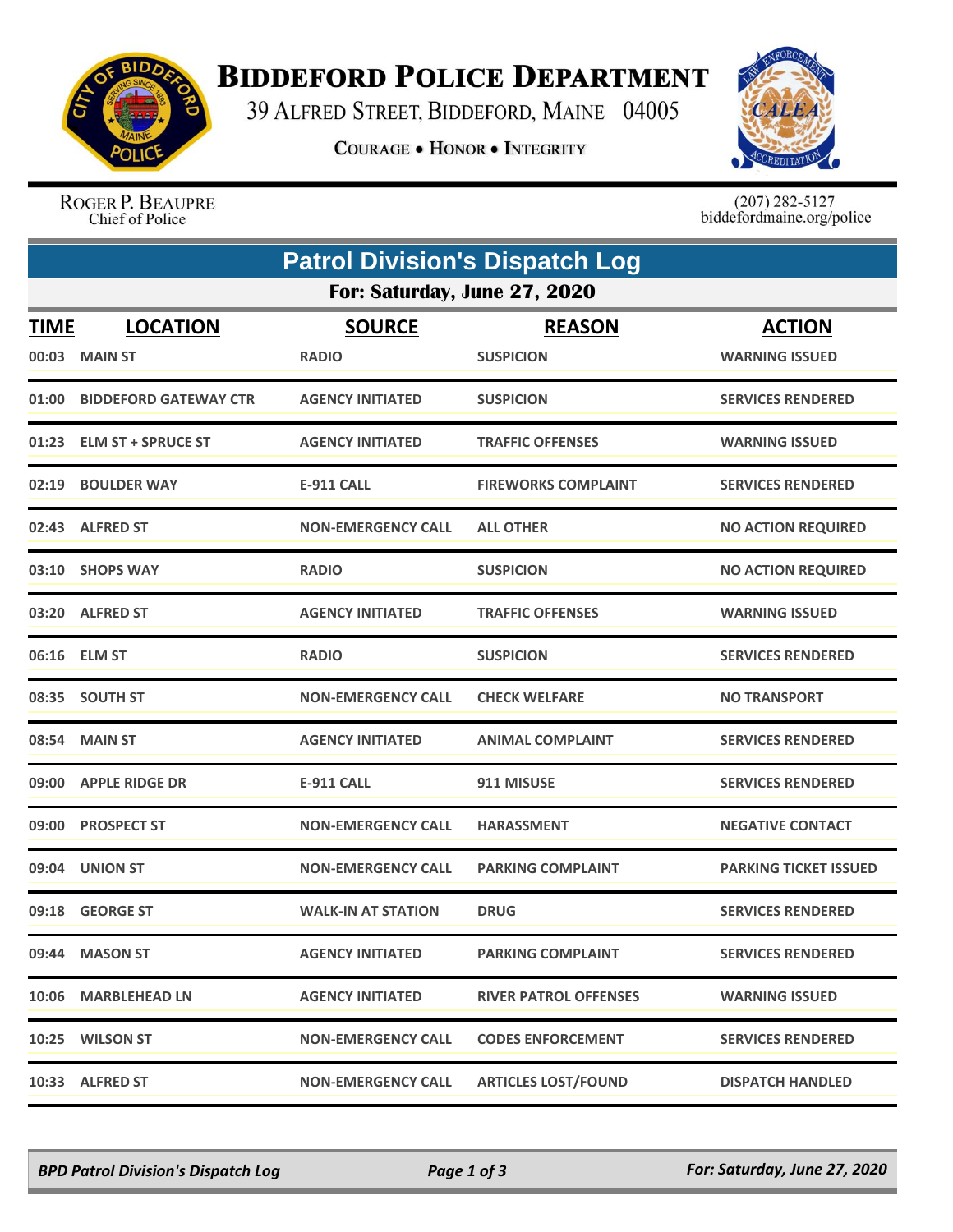# BIDDEFORD POLICE DEPARTMENT

39 ALFRED STREET, BIDDEFORD, MAINE 04005

COURAGE • HONOR • INTEGRITY

ROGER P. BEAUPRE
Chief of Police

(207) 282-5127
biddefordmaine.org/police

## Patrol Division's Dispatch Log

### For: Saturday, June 27, 2020

| TIME | LOCATION | SOURCE | REASON | ACTION |
|---|---|---|---|---|
| 00:03 | MAIN ST | RADIO | SUSPICION | WARNING ISSUED |
| 01:00 | BIDDEFORD GATEWAY CTR | AGENCY INITIATED | SUSPICION | SERVICES RENDERED |
| 01:23 | ELM ST + SPRUCE ST | AGENCY INITIATED | TRAFFIC OFFENSES | WARNING ISSUED |
| 02:19 | BOULDER WAY | E-911 CALL | FIREWORKS COMPLAINT | SERVICES RENDERED |
| 02:43 | ALFRED ST | NON-EMERGENCY CALL | ALL OTHER | NO ACTION REQUIRED |
| 03:10 | SHOPS WAY | RADIO | SUSPICION | NO ACTION REQUIRED |
| 03:20 | ALFRED ST | AGENCY INITIATED | TRAFFIC OFFENSES | WARNING ISSUED |
| 06:16 | ELM ST | RADIO | SUSPICION | SERVICES RENDERED |
| 08:35 | SOUTH ST | NON-EMERGENCY CALL | CHECK WELFARE | NO TRANSPORT |
| 08:54 | MAIN ST | AGENCY INITIATED | ANIMAL COMPLAINT | SERVICES RENDERED |
| 09:00 | APPLE RIDGE DR | E-911 CALL | 911 MISUSE | SERVICES RENDERED |
| 09:00 | PROSPECT ST | NON-EMERGENCY CALL | HARASSMENT | NEGATIVE CONTACT |
| 09:04 | UNION ST | NON-EMERGENCY CALL | PARKING COMPLAINT | PARKING TICKET ISSUED |
| 09:18 | GEORGE ST | WALK-IN AT STATION | DRUG | SERVICES RENDERED |
| 09:44 | MASON ST | AGENCY INITIATED | PARKING COMPLAINT | SERVICES RENDERED |
| 10:06 | MARBLEHEAD LN | AGENCY INITIATED | RIVER PATROL OFFENSES | WARNING ISSUED |
| 10:25 | WILSON ST | NON-EMERGENCY CALL | CODES ENFORCEMENT | SERVICES RENDERED |
| 10:33 | ALFRED ST | NON-EMERGENCY CALL | ARTICLES LOST/FOUND | DISPATCH HANDLED |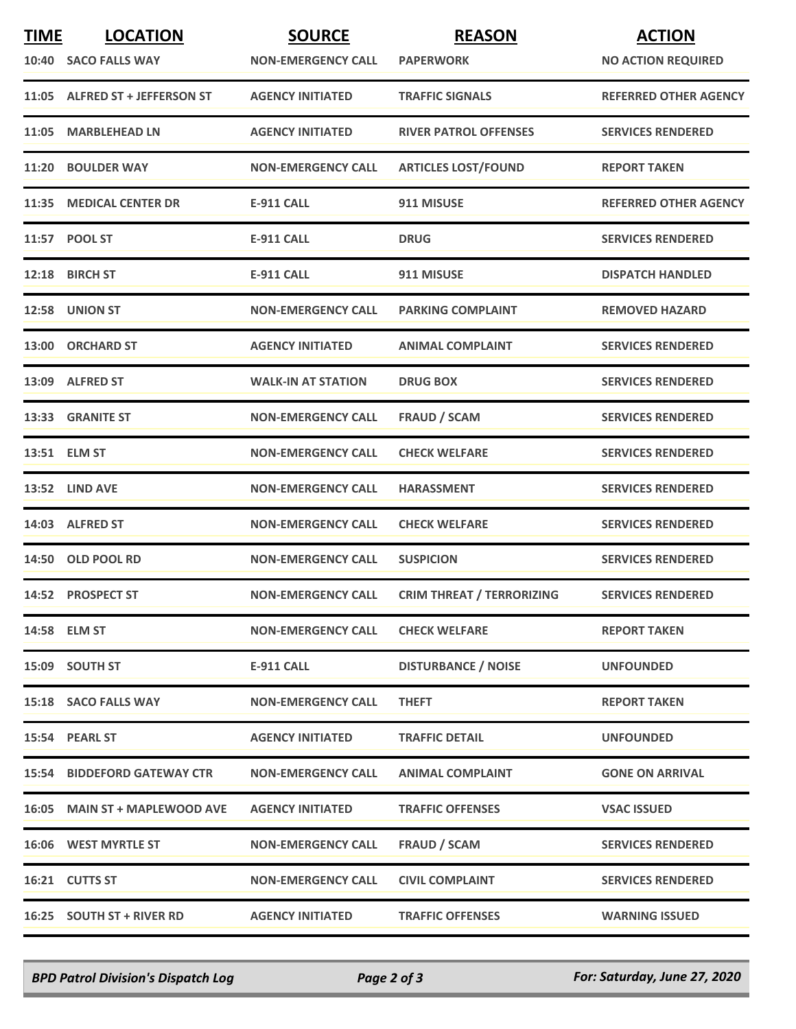| TIME | LOCATION | SOURCE | REASON | ACTION |
|---|---|---|---|---|
| 10:40 | SACO FALLS WAY | NON-EMERGENCY CALL | PAPERWORK | NO ACTION REQUIRED |
| 11:05 | ALFRED ST + JEFFERSON ST | AGENCY INITIATED | TRAFFIC SIGNALS | REFERRED OTHER AGENCY |
| 11:05 | MARBLEHEAD LN | AGENCY INITIATED | RIVER PATROL OFFENSES | SERVICES RENDERED |
| 11:20 | BOULDER WAY | NON-EMERGENCY CALL | ARTICLES LOST/FOUND | REPORT TAKEN |
| 11:35 | MEDICAL CENTER DR | E-911 CALL | 911 MISUSE | REFERRED OTHER AGENCY |
| 11:57 | POOL ST | E-911 CALL | DRUG | SERVICES RENDERED |
| 12:18 | BIRCH ST | E-911 CALL | 911 MISUSE | DISPATCH HANDLED |
| 12:58 | UNION ST | NON-EMERGENCY CALL | PARKING COMPLAINT | REMOVED HAZARD |
| 13:00 | ORCHARD ST | AGENCY INITIATED | ANIMAL COMPLAINT | SERVICES RENDERED |
| 13:09 | ALFRED ST | WALK-IN AT STATION | DRUG BOX | SERVICES RENDERED |
| 13:33 | GRANITE ST | NON-EMERGENCY CALL | FRAUD / SCAM | SERVICES RENDERED |
| 13:51 | ELM ST | NON-EMERGENCY CALL | CHECK WELFARE | SERVICES RENDERED |
| 13:52 | LIND AVE | NON-EMERGENCY CALL | HARASSMENT | SERVICES RENDERED |
| 14:03 | ALFRED ST | NON-EMERGENCY CALL | CHECK WELFARE | SERVICES RENDERED |
| 14:50 | OLD POOL RD | NON-EMERGENCY CALL | SUSPICION | SERVICES RENDERED |
| 14:52 | PROSPECT ST | NON-EMERGENCY CALL | CRIM THREAT / TERRORIZING | SERVICES RENDERED |
| 14:58 | ELM ST | NON-EMERGENCY CALL | CHECK WELFARE | REPORT TAKEN |
| 15:09 | SOUTH ST | E-911 CALL | DISTURBANCE / NOISE | UNFOUNDED |
| 15:18 | SACO FALLS WAY | NON-EMERGENCY CALL | THEFT | REPORT TAKEN |
| 15:54 | PEARL ST | AGENCY INITIATED | TRAFFIC DETAIL | UNFOUNDED |
| 15:54 | BIDDEFORD GATEWAY CTR | NON-EMERGENCY CALL | ANIMAL COMPLAINT | GONE ON ARRIVAL |
| 16:05 | MAIN ST + MAPLEWOOD AVE | AGENCY INITIATED | TRAFFIC OFFENSES | VSAC ISSUED |
| 16:06 | WEST MYRTLE ST | NON-EMERGENCY CALL | FRAUD / SCAM | SERVICES RENDERED |
| 16:21 | CUTTS ST | NON-EMERGENCY CALL | CIVIL COMPLAINT | SERVICES RENDERED |
| 16:25 | SOUTH ST + RIVER RD | AGENCY INITIATED | TRAFFIC OFFENSES | WARNING ISSUED |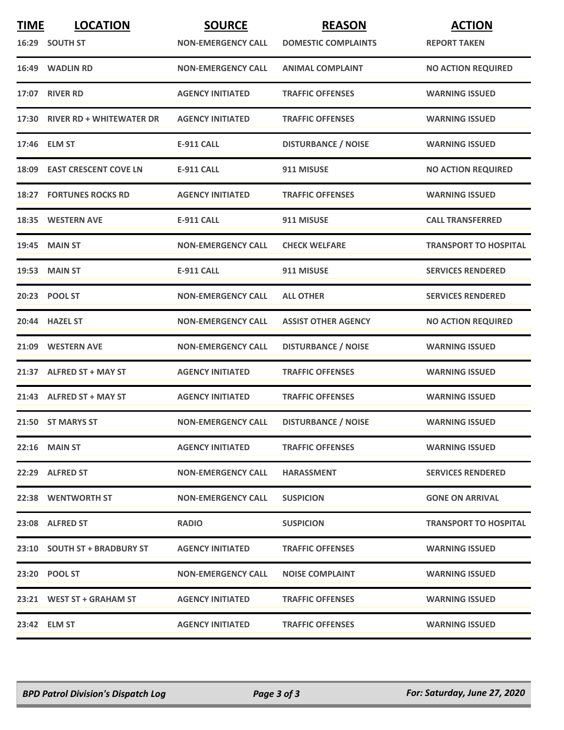| TIME | LOCATION | SOURCE | REASON | ACTION |
|---|---|---|---|---|
| 16:29 | SOUTH ST | NON-EMERGENCY CALL | DOMESTIC COMPLAINTS | REPORT TAKEN |
| 16:49 | WADLIN RD | NON-EMERGENCY CALL | ANIMAL COMPLAINT | NO ACTION REQUIRED |
| 17:07 | RIVER RD | AGENCY INITIATED | TRAFFIC OFFENSES | WARNING ISSUED |
| 17:30 | RIVER RD + WHITEWATER DR | AGENCY INITIATED | TRAFFIC OFFENSES | WARNING ISSUED |
| 17:46 | ELM ST | E-911 CALL | DISTURBANCE / NOISE | WARNING ISSUED |
| 18:09 | EAST CRESCENT COVE LN | E-911 CALL | 911 MISUSE | NO ACTION REQUIRED |
| 18:27 | FORTUNES ROCKS RD | AGENCY INITIATED | TRAFFIC OFFENSES | WARNING ISSUED |
| 18:35 | WESTERN AVE | E-911 CALL | 911 MISUSE | CALL TRANSFERRED |
| 19:45 | MAIN ST | NON-EMERGENCY CALL | CHECK WELFARE | TRANSPORT TO HOSPITAL |
| 19:53 | MAIN ST | E-911 CALL | 911 MISUSE | SERVICES RENDERED |
| 20:23 | POOL ST | NON-EMERGENCY CALL | ALL OTHER | SERVICES RENDERED |
| 20:44 | HAZEL ST | NON-EMERGENCY CALL | ASSIST OTHER AGENCY | NO ACTION REQUIRED |
| 21:09 | WESTERN AVE | NON-EMERGENCY CALL | DISTURBANCE / NOISE | WARNING ISSUED |
| 21:37 | ALFRED ST + MAY ST | AGENCY INITIATED | TRAFFIC OFFENSES | WARNING ISSUED |
| 21:43 | ALFRED ST + MAY ST | AGENCY INITIATED | TRAFFIC OFFENSES | WARNING ISSUED |
| 21:50 | ST MARYS ST | NON-EMERGENCY CALL | DISTURBANCE / NOISE | WARNING ISSUED |
| 22:16 | MAIN ST | AGENCY INITIATED | TRAFFIC OFFENSES | WARNING ISSUED |
| 22:29 | ALFRED ST | NON-EMERGENCY CALL | HARASSMENT | SERVICES RENDERED |
| 22:38 | WENTWORTH ST | NON-EMERGENCY CALL | SUSPICION | GONE ON ARRIVAL |
| 23:08 | ALFRED ST | RADIO | SUSPICION | TRANSPORT TO HOSPITAL |
| 23:10 | SOUTH ST + BRADBURY ST | AGENCY INITIATED | TRAFFIC OFFENSES | WARNING ISSUED |
| 23:20 | POOL ST | NON-EMERGENCY CALL | NOISE COMPLAINT | WARNING ISSUED |
| 23:21 | WEST ST + GRAHAM ST | AGENCY INITIATED | TRAFFIC OFFENSES | WARNING ISSUED |
| 23:42 | ELM ST | AGENCY INITIATED | TRAFFIC OFFENSES | WARNING ISSUED |